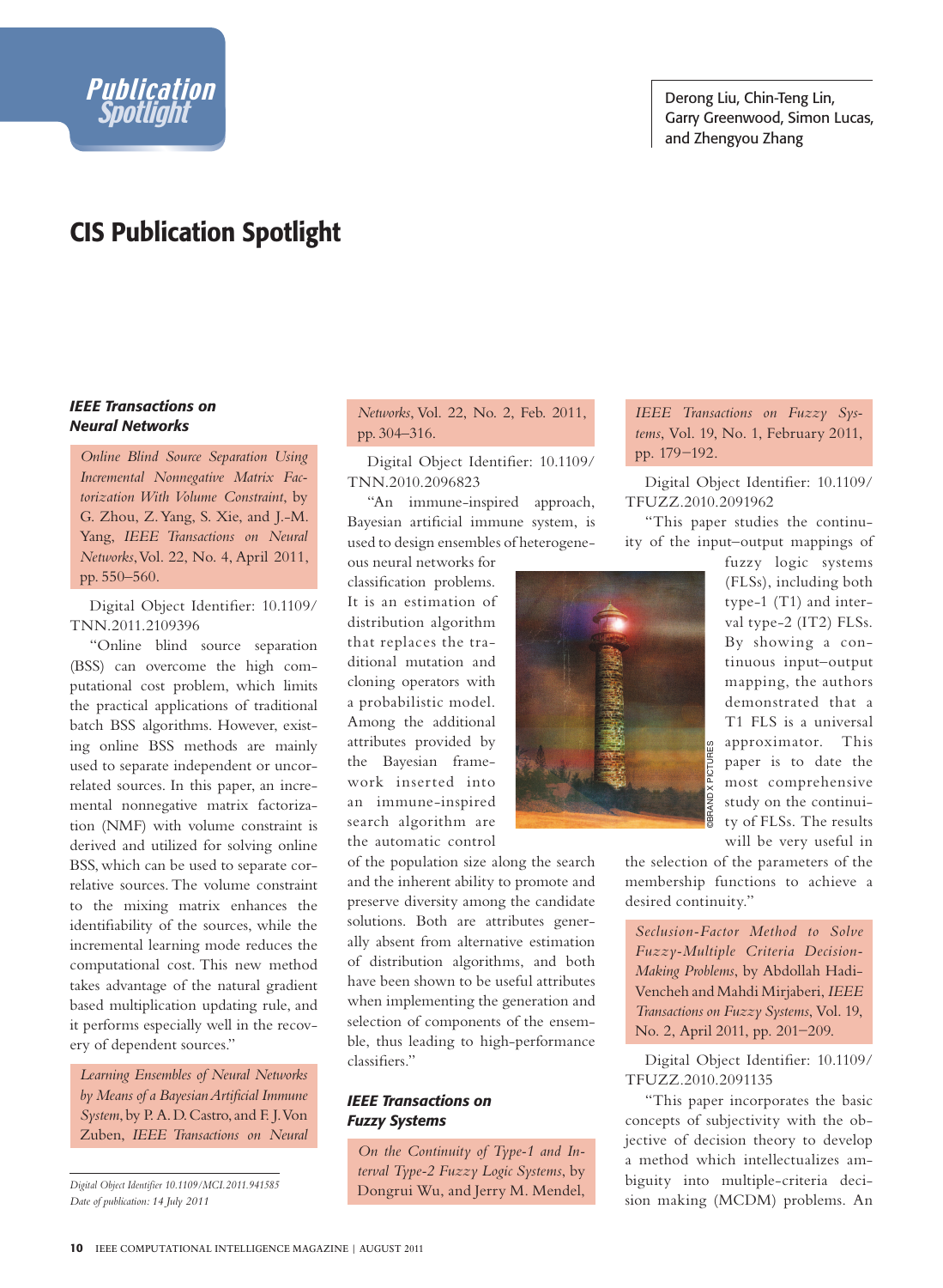Publication Spotlight

Derong Liu, Chin-Teng Lin, Garry Greenwood, Simon Lucas, and Zhengyou Zhang

# CIS Publication Spotlight

### *IEEE Transactions on Neural Networks*

*Online Blind Source Separation Using Incremental Nonnegative Matrix Factorization With Volume Constraint*, by G. Zhou, Z. Yang, S. Xie, and J.-M. Yang, *IEEE Transactions on Neural Networks*, Vol. 22, No. 4, April 2011, pp. 550–560.

Digital Object Identifier: 10.1109/TNN.2011.2109396

"Online blind source separation (BSS) can overcome the high computational cost problem, which limits the practical applications of traditional batch BSS algorithms. However, existing online BSS methods are mainly used to separate independent or uncorrelated sources. In this paper, an incremental nonnegative matrix factorization (NMF) with volume constraint is derived and utilized for solving online BSS, which can be used to separate correlative sources. The volume constraint to the mixing matrix enhances the identifiability of the sources, while the incremental learning mode reduces the computational cost. This new method takes advantage of the natural gradient based multiplication updating rule, and it performs especially well in the recovery of dependent sources."

*Learning Ensembles of Neural Networks by Means of a Bayesian Artificial Immune System*, by P. A. D. Castro, and F. J. Von Zuben, *IEEE Transactions on Neural Networks*, Vol. 22, No. 2, Feb. 2011, pp. 304–316.

Digital Object Identifier: 10.1109/TNN.2010.2096823

"An immune-inspired approach, Bayesian artificial immune system, is used to design ensembles of heterogeneous neural networks for classification problems. It is an estimation of distribution algorithm that replaces the traditional mutation and cloning operators with a probabilistic model. Among the additional attributes provided by the Bayesian framework inserted into an immune-inspired search algorithm are the automatic control of the population size along the search and the inherent ability to promote and preserve diversity among the candidate solutions. Both are attributes generally absent from alternative estimation of distribution algorithms, and both have been shown to be useful attributes when implementing the generation and selection of components of the ensemble, thus leading to high-performance classifiers."

### *IEEE Transactions on Fuzzy Systems*

*On the Continuity of Type-1 and Interval Type-2 Fuzzy Logic Systems*, by Dongrui Wu, and Jerry M. Mendel, *IEEE Transactions on Fuzzy Systems*, Vol. 19, No. 1, February 2011, pp. 179−192.

Digital Object Identifier: 10.1109/TFUZZ.2010.2091962

"This paper studies the continuity of the input–output mappings of fuzzy logic systems (FLSs), including both type-1 (T1) and interval type-2 (IT2) FLSs. By showing a continuous input–output mapping, the authors demonstrated that a T1 FLS is a universal approximator. This paper is to date the most comprehensive study on the continuity of FLSs. The results will be very useful in the selection of the parameters of the membership functions to achieve a desired continuity."

*Seclusion-Factor Method to Solve Fuzzy-Multiple Criteria Decision-Making Problems*, by Abdollah Hadi-Vencheh and Mahdi Mirjaberi, *IEEE Transactions on Fuzzy Systems*, Vol. 19, No. 2, April 2011, pp. 201−209.

Digital Object Identifier: 10.1109/TFUZZ.2010.2091135

"This paper incorporates the basic concepts of subjectivity with the objective of decision theory to develop a method which intellectualizes ambiguity into multiple-criteria decision making (MCDM) problems. An

*Digital Object Identifier 10.1109/MCI.2011.941585*
*Date of publication: 14 July 2011*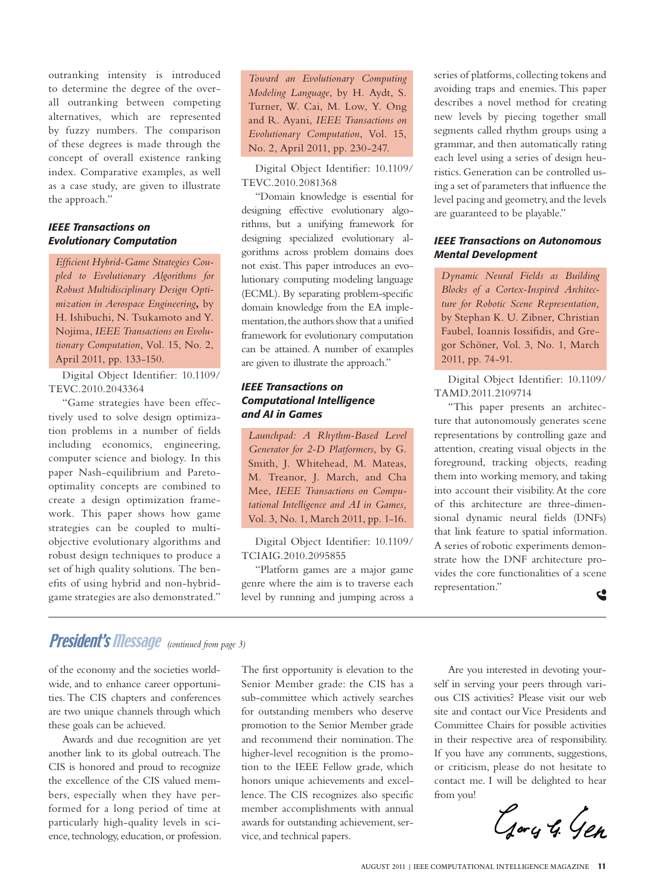outranking intensity is introduced to determine the degree of the overall outranking between competing alternatives, which are represented by fuzzy numbers. The comparison of these degrees is made through the concept of overall existence ranking index. Comparative examples, as well as a case study, are given to illustrate the approach."

### *IEEE Transactions on Evolutionary Computation*

*Efficient Hybrid-Game Strategies Coupled to Evolutionary Algorithms for Robust Multidisciplinary Design Optimization in Aerospace Engineering***,** by H. Ishibuchi, N. Tsukamoto and Y. Nojima, *IEEE Transactions on Evolutionary Computation*, Vol. 15, No. 2, April 2011, pp. 133-150.

Digital Object Identifier: 10.1109/TEVC.2010.2043364

"Game strategies have been effectively used to solve design optimization problems in a number of fields including economics, engineering, computer science and biology. In this paper Nash-equilibrium and Pareto-optimality concepts are combined to create a design optimization framework. This paper shows how game strategies can be coupled to multiobjective evolutionary algorithms and robust design techniques to produce a set of high quality solutions. The benefits of using hybrid and non-hybrid-game strategies are also demonstrated."

*Toward an Evolutionary Computing Modeling Language*, by H. Aydt, S. Turner, W. Cai, M. Low, Y. Ong and R. Ayani, *IEEE Transactions on Evolutionary Computation*, Vol. 15, No. 2, April 2011, pp. 230-247.

Digital Object Identifier: 10.1109/TEVC.2010.2081368

"Domain knowledge is essential for designing effective evolutionary algorithms, but a unifying framework for designing specialized evolutionary algorithms across problem domains does not exist. This paper introduces an evolutionary computing modeling language (ECML). By separating problem-specific domain knowledge from the EA implementation, the authors show that a unified framework for evolutionary computation can be attained. A number of examples are given to illustrate the approach."

### *IEEE Transactions on Computational Intelligence and AI in Games*

*Launchpad: A Rhythm-Based Level Generator for 2-D Platformers*, by G. Smith, J. Whitehead, M. Mateas, M. Treanor, J. March, and Cha Mee, *IEEE Transactions on Computational Intelligence and AI in Games,* Vol. 3, No. 1, March 2011, pp. 1-16.

Digital Object Identifier: 10.1109/TCIAIG.2010.2095855

"Platform games are a major game genre where the aim is to traverse each level by running and jumping across a series of platforms, collecting tokens and avoiding traps and enemies. This paper describes a novel method for creating new levels by piecing together small segments called rhythm groups using a grammar, and then automatically rating each level using a series of design heuristics. Generation can be controlled using a set of parameters that influence the level pacing and geometry, and the levels are guaranteed to be playable."

### *IEEE Transactions on Autonomous Mental Development*

*Dynamic Neural Fields as Building Blocks of a Cortex-Inspired Architecture for Robotic Scene Representation,* by Stephan K. U. Zibner, Christian Faubel, Ioannis Iossifidis, and Gregor Schöner, Vol. 3, No. 1, March 2011, pp. 74-91.

Digital Object Identifier: 10.1109/TAMD.2011.2109714

"This paper presents an architecture that autonomously generates scene representations by controlling gaze and attention, creating visual objects in the foreground, tracking objects, reading them into working memory, and taking into account their visibility. At the core of this architecture are three-dimensional dynamic neural fields (DNFs) that link feature to spatial information. A series of robotic experiments demonstrate how the DNF architecture provides the core functionalities of a scene representation."

## President's Message *(continued from page 3)*

of the economy and the societies worldwide, and to enhance career opportunities. The CIS chapters and conferences are two unique channels through which these goals can be achieved.

Awards and due recognition are yet another link to its global outreach. The CIS is honored and proud to recognize the excellence of the CIS valued members, especially when they have performed for a long period of time at particularly high-quality levels in science, technology, education, or profession. The first opportunity is elevation to the Senior Member grade: the CIS has a sub-committee which actively searches for outstanding members who deserve promotion to the Senior Member grade and recommend their nomination. The higher-level recognition is the promotion to the IEEE Fellow grade, which honors unique achievements and excellence. The CIS recognizes also specific member accomplishments with annual awards for outstanding achievement, service, and technical papers.

Are you interested in devoting yourself in serving your peers through various CIS activities? Please visit our web site and contact our Vice Presidents and Committee Chairs for possible activities in their respective area of responsibility. If you have any comments, suggestions, or criticism, please do not hesitate to contact me. I will be delighted to hear from you!

Gary G. Yen